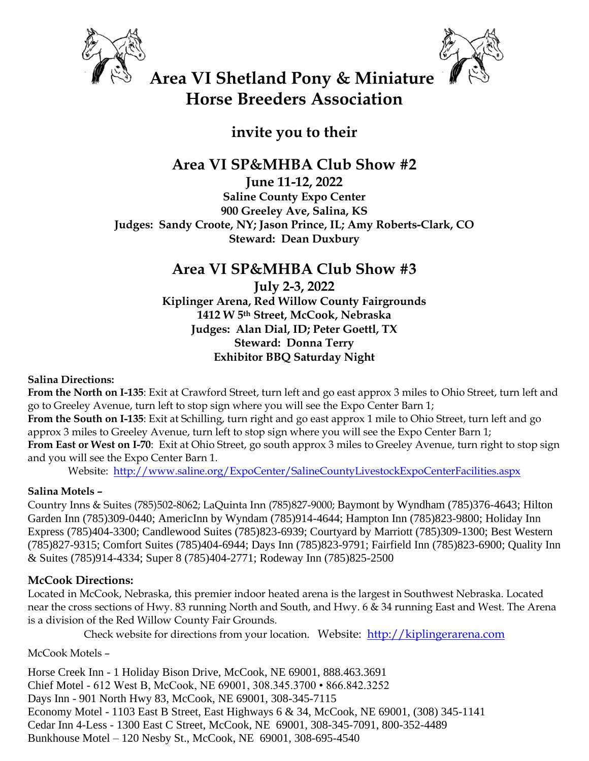# Area VI Shetland Pony & Miniature Horse Breeders Association

## invite you to their

## Area VI SP&MHBA Club Show #2

**June 11-12, 2022**
**Saline County Expo Center**
**900 Greeley Ave, Salina, KS**
**Judges: Sandy Croote, NY; Jason Prince, IL; Amy Roberts-Clark, CO**
**Steward: Dean Duxbury**

## Area VI SP&MHBA Club Show #3

**July 2-3, 2022**
**Kiplinger Arena, Red Willow County Fairgrounds**
**1412 W 5th Street, McCook, Nebraska**
**Judges: Alan Dial, ID; Peter Goettl, TX**
**Steward: Donna Terry**
**Exhibitor BBQ Saturday Night**

**Salina Directions:**

**From the North on I-135**: Exit at Crawford Street, turn left and go east approx 3 miles to Ohio Street, turn left and go to Greeley Avenue, turn left to stop sign where you will see the Expo Center Barn 1;
**From the South on I-135**: Exit at Schilling, turn right and go east approx 1 mile to Ohio Street, turn left and go approx 3 miles to Greeley Avenue, turn left to stop sign where you will see the Expo Center Barn 1;
**From East or West on I-70**: Exit at Ohio Street, go south approx 3 miles to Greeley Avenue, turn right to stop sign and you will see the Expo Center Barn 1.

Website: http://www.saline.org/ExpoCenter/SalineCountyLivestockExpoCenterFacilities.aspx

**Salina Motels –**

Country Inns & Suites (785)502-8062; LaQuinta Inn (785)827-9000; Baymont by Wyndham (785)376-4643; Hilton Garden Inn (785)309-0440; AmericInn by Wyndam (785)914-4644; Hampton Inn (785)823-9800; Holiday Inn Express (785)404-3300; Candlewood Suites (785)823-6939; Courtyard by Marriott (785)309-1300; Best Western (785)827-9315; Comfort Suites (785)404-6944; Days Inn (785)823-9791; Fairfield Inn (785)823-6900; Quality Inn & Suites (785)914-4334; Super 8 (785)404-2771; Rodeway Inn (785)825-2500

**McCook Directions:**

Located in McCook, Nebraska, this premier indoor heated arena is the largest in Southwest Nebraska. Located near the cross sections of Hwy. 83 running North and South, and Hwy. 6 & 34 running East and West. The Arena is a division of the Red Willow County Fair Grounds.

Check website for directions from your location. Website: http://kiplingerarena.com

McCook Motels –

Horse Creek Inn - 1 Holiday Bison Drive, McCook, NE 69001, 888.463.3691
Chief Motel - 612 West B, McCook, NE 69001, 308.345.3700 • 866.842.3252
Days Inn - 901 North Hwy 83, McCook, NE 69001, 308-345-7115
Economy Motel - 1103 East B Street, East Highways 6 & 34, McCook, NE 69001, (308) 345-1141
Cedar Inn 4-Less - 1300 East C Street, McCook, NE 69001, 308-345-7091, 800-352-4489
Bunkhouse Motel – 120 Nesby St., McCook, NE 69001, 308-695-4540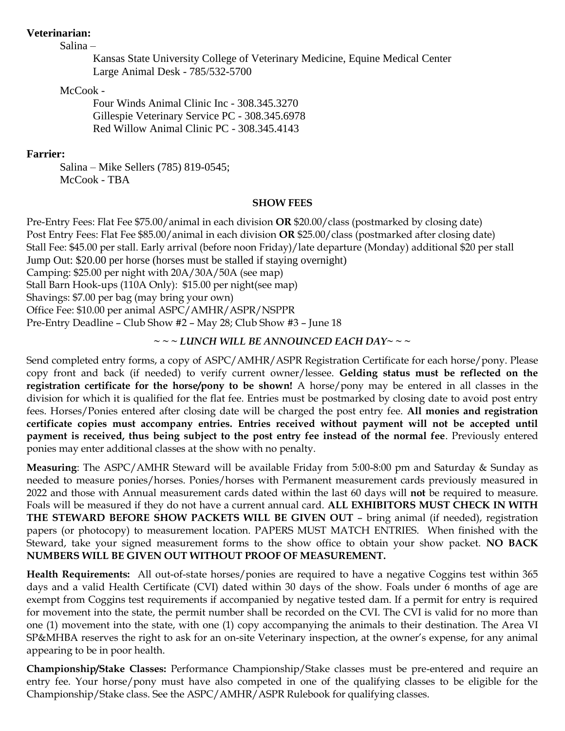**Veterinarian:**

Salina –

Kansas State University College of Veterinary Medicine, Equine Medical Center
Large Animal Desk - 785/532-5700

McCook -

Four Winds Animal Clinic Inc - 308.345.3270
Gillespie Veterinary Service PC - 308.345.6978
Red Willow Animal Clinic PC - 308.345.4143

**Farrier:**

Salina – Mike Sellers (785) 819-0545;
McCook - TBA

**SHOW FEES**

Pre-Entry Fees: Flat Fee $75.00/animal in each division **OR** $20.00/class (postmarked by closing date)
Post Entry Fees: Flat Fee $85.00/animal in each division **OR** $25.00/class (postmarked after closing date)
Stall Fee: $45.00 per stall. Early arrival (before noon Friday)/late departure (Monday) additional $20 per stall
Jump Out: $20.00 per horse (horses must be stalled if staying overnight)
Camping: $25.00 per night with 20A/30A/50A (see map)
Stall Barn Hook-ups (110A Only): $15.00 per night(see map)
Shavings: $7.00 per bag (may bring your own)
Office Fee: $10.00 per animal ASPC/AMHR/ASPR/NSPPR
Pre-Entry Deadline – Club Show #2 – May 28; Club Show #3 – June 18

***~ ~ ~ LUNCH WILL BE ANNOUNCED EACH DAY~ ~ ~***

Send completed entry forms, a copy of ASPC/AMHR/ASPR Registration Certificate for each horse/pony. Please copy front and back (if needed) to verify current owner/lessee. **Gelding status must be reflected on the registration certificate for the horse/pony to be shown!** A horse/pony may be entered in all classes in the division for which it is qualified for the flat fee. Entries must be postmarked by closing date to avoid post entry fees. Horses/Ponies entered after closing date will be charged the post entry fee. **All monies and registration certificate copies must accompany entries. Entries received without payment will not be accepted until payment is received, thus being subject to the post entry fee instead of the normal fee**. Previously entered ponies may enter additional classes at the show with no penalty.

**Measuring**: The ASPC/AMHR Steward will be available Friday from 5:00-8:00 pm and Saturday & Sunday as needed to measure ponies/horses. Ponies/horses with Permanent measurement cards previously measured in 2022 and those with Annual measurement cards dated within the last 60 days will **not** be required to measure. Foals will be measured if they do not have a current annual card. **ALL EXHIBITORS MUST CHECK IN WITH THE STEWARD BEFORE SHOW PACKETS WILL BE GIVEN OUT** – bring animal (if needed), registration papers (or photocopy) to measurement location. PAPERS MUST MATCH ENTRIES. When finished with the Steward, take your signed measurement forms to the show office to obtain your show packet. **NO BACK NUMBERS WILL BE GIVEN OUT WITHOUT PROOF OF MEASUREMENT.**

**Health Requirements:** All out-of-state horses/ponies are required to have a negative Coggins test within 365 days and a valid Health Certificate (CVI) dated within 30 days of the show. Foals under 6 months of age are exempt from Coggins test requirements if accompanied by negative tested dam. If a permit for entry is required for movement into the state, the permit number shall be recorded on the CVI. The CVI is valid for no more than one (1) movement into the state, with one (1) copy accompanying the animals to their destination. The Area VI SP&MHBA reserves the right to ask for an on-site Veterinary inspection, at the owner's expense, for any animal appearing to be in poor health.

**Championship/Stake Classes:** Performance Championship/Stake classes must be pre-entered and require an entry fee. Your horse/pony must have also competed in one of the qualifying classes to be eligible for the Championship/Stake class. See the ASPC/AMHR/ASPR Rulebook for qualifying classes.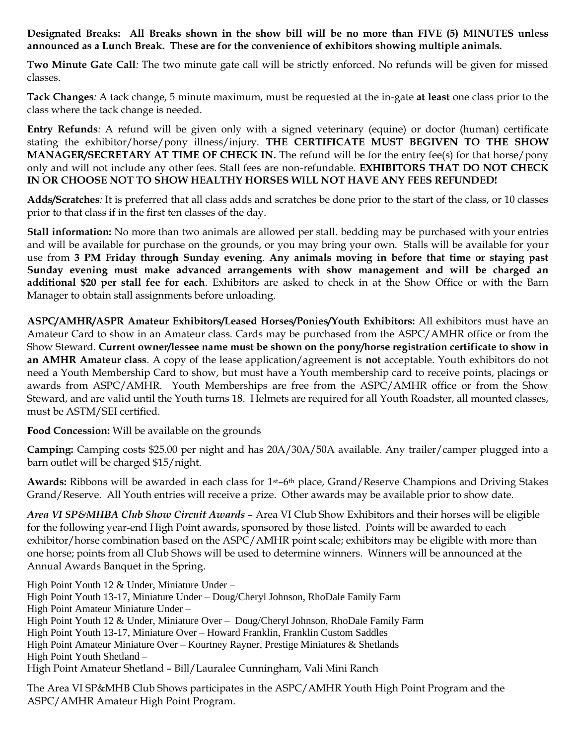**Designated Breaks: All Breaks shown in the show bill will be no more than FIVE (5) MINUTES unless announced as a Lunch Break. These are for the convenience of exhibitors showing multiple animals.**

**Two Minute Gate Call***:* The two minute gate call will be strictly enforced. No refunds will be given for missed classes.

**Tack Changes***:* A tack change, 5 minute maximum, must be requested at the in-gate **at least** one class prior to the class where the tack change is needed.

**Entry Refunds***:* A refund will be given only with a signed veterinary (equine) or doctor (human) certificate stating the exhibitor/horse/pony illness/injury. **THE CERTIFICATE MUST BEGIVEN TO THE SHOW MANAGER/SECRETARY AT TIME OF CHECK IN.** The refund will be for the entry fee(s) for that horse/pony only and will not include any other fees. Stall fees are non-refundable. **EXHIBITORS THAT DO NOT CHECK IN OR CHOOSE NOT TO SHOW HEALTHY HORSES WILL NOT HAVE ANY FEES REFUNDED!**

**Adds/Scratches***:* It is preferred that all class adds and scratches be done prior to the start of the class, or 10 classes prior to that class if in the first ten classes of the day.

**Stall information:** No more than two animals are allowed per stall. bedding may be purchased with your entries and will be available for purchase on the grounds, or you may bring your own. Stalls will be available for your use from **3 PM Friday through Sunday evening**. **Any animals moving in before that time or staying past Sunday evening must make advanced arrangements with show management and will be charged an additional $20 per stall fee for each**. Exhibitors are asked to check in at the Show Office or with the Barn Manager to obtain stall assignments before unloading.

**ASPC/AMHR/ASPR Amateur Exhibitors/Leased Horses/Ponies/Youth Exhibitors:** All exhibitors must have an Amateur Card to show in an Amateur class. Cards may be purchased from the ASPC/AMHR office or from the Show Steward. **Current owner/lessee name must be shown on the pony/horse registration certificate to show in an AMHR Amateur class**. A copy of the lease application/agreement is **not** acceptable. Youth exhibitors do not need a Youth Membership Card to show, but must have a Youth membership card to receive points, placings or awards from ASPC/AMHR. Youth Memberships are free from the ASPC/AMHR office or from the Show Steward, and are valid until the Youth turns 18. Helmets are required for all Youth Roadster, all mounted classes, must be ASTM/SEI certified.

**Food Concession:** Will be available on the grounds

**Camping:** Camping costs $25.00 per night and has 20A/30A/50A available. Any trailer/camper plugged into a barn outlet will be charged $15/night.

**Awards:** Ribbons will be awarded in each class for 1st–6th place, Grand/Reserve Champions and Driving Stakes Grand/Reserve. All Youth entries will receive a prize. Other awards may be available prior to show date.

***Area VI SP&MHBA Club Show Circuit Awards*** – Area VI Club Show Exhibitors and their horses will be eligible for the following year-end High Point awards, sponsored by those listed. Points will be awarded to each exhibitor/horse combination based on the ASPC/AMHR point scale; exhibitors may be eligible with more than one horse; points from all Club Shows will be used to determine winners. Winners will be announced at the Annual Awards Banquet in the Spring.

High Point Youth 12 & Under, Miniature Under –
High Point Youth 13-17, Miniature Under – Doug/Cheryl Johnson, RhoDale Family Farm
High Point Amateur Miniature Under –
High Point Youth 12 & Under, Miniature Over – Doug/Cheryl Johnson, RhoDale Family Farm
High Point Youth 13-17, Miniature Over – Howard Franklin, Franklin Custom Saddles
High Point Amateur Miniature Over – Kourtney Rayner, Prestige Miniatures & Shetlands
High Point Youth Shetland –
High Point Amateur Shetland – Bill/Lauralee Cunningham, Vali Mini Ranch

The Area VI SP&MHB Club Shows participates in the ASPC/AMHR Youth High Point Program and the ASPC/AMHR Amateur High Point Program.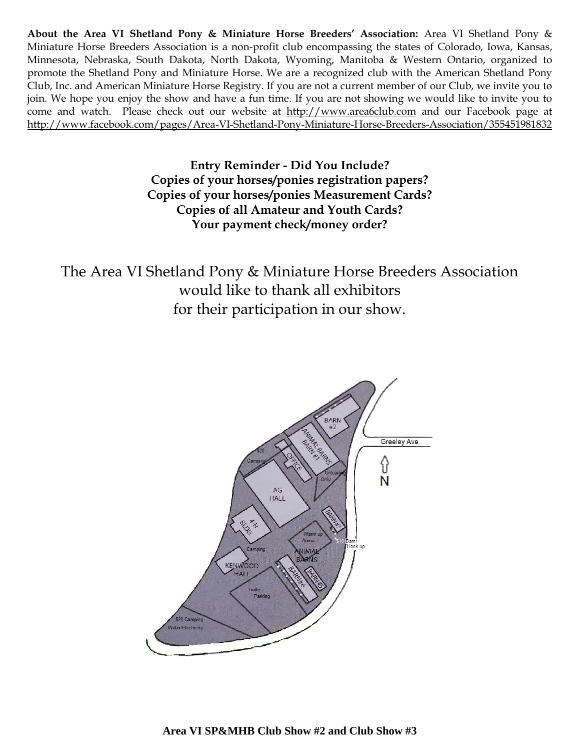**About the Area VI Shetland Pony & Miniature Horse Breeders' Association:** Area VI Shetland Pony & Miniature Horse Breeders Association is a non-profit club encompassing the states of Colorado, Iowa, Kansas, Minnesota, Nebraska, South Dakota, North Dakota, Wyoming, Manitoba & Western Ontario, organized to promote the Shetland Pony and Miniature Horse. We are a recognized club with the American Shetland Pony Club, Inc. and American Miniature Horse Registry. If you are not a current member of our Club, we invite you to join. We hope you enjoy the show and have a fun time. If you are not showing we would like to invite you to come and watch. Please check out our website at http://www.area6club.com and our Facebook page at http://www.facebook.com/pages/Area-VI-Shetland-Pony-Miniature-Horse-Breeders-Association/355451981832

**Entry Reminder - Did You Include?**
**Copies of your horses/ponies registration papers?**
**Copies of your horses/ponies Measurement Cards?**
**Copies of all Amateur and Youth Cards?**
**Your payment check/money order?**

The Area VI Shetland Pony & Miniature Horse Breeders Association would like to thank all exhibitors for their participation in our show.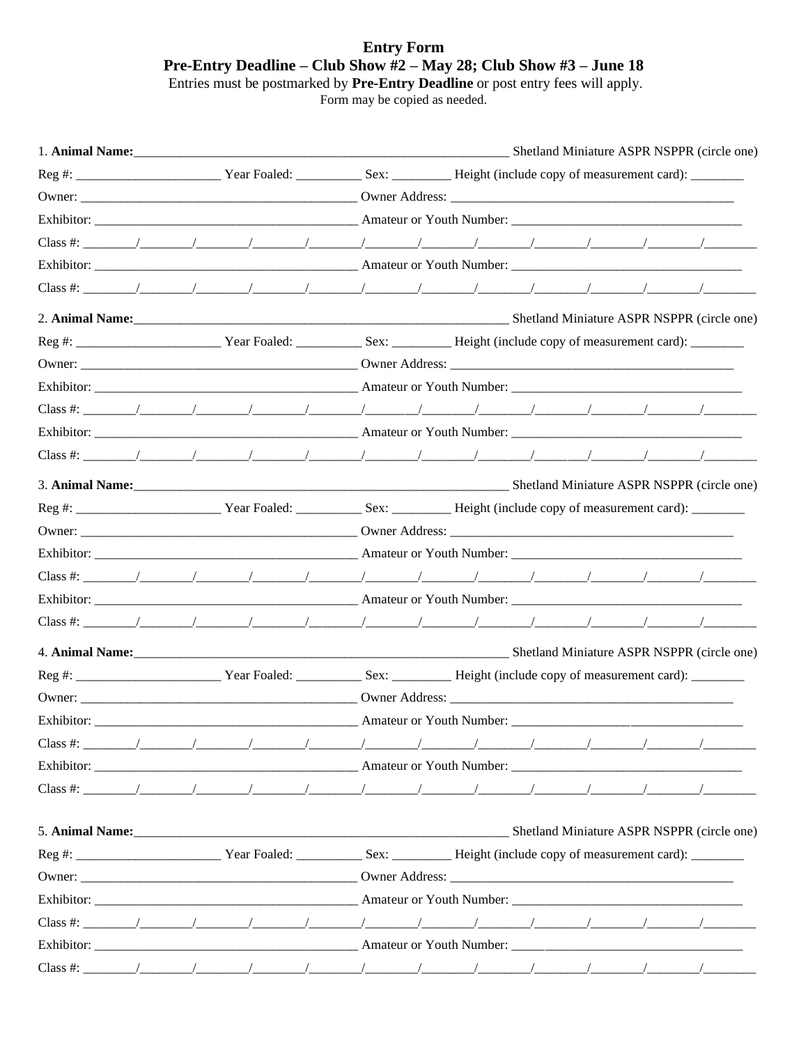# Entry Form

## Pre-Entry Deadline – Club Show #2 – May 28; Club Show #3 – June 18

Entries must be postmarked by **Pre-Entry Deadline** or post entry fees will apply.

Form may be copied as needed.

1. **Animal Name:**____________________________________________________________ Shetland Miniature ASPR NSPPR (circle one)

Reg #: ______________________ Year Foaled: __________ Sex: _________ Height (include copy of measurement card): ________

Owner: __________________________________________ Owner Address: ____________________________________________

Exhibitor: ________________________________________ Amateur or Youth Number: ____________________________________

Class #: ________/________/________/________/________/________/________/________/________/________/________/________/________

Exhibitor: ________________________________________ Amateur or Youth Number: ____________________________________

Class #: ________/________/________/________/________/________/________/________/________/________/________/________/________

2. **Animal Name:**____________________________________________________________ Shetland Miniature ASPR NSPPR (circle one)

Reg #: ______________________ Year Foaled: __________ Sex: _________ Height (include copy of measurement card): ________

Owner: __________________________________________ Owner Address: ____________________________________________

Exhibitor: ________________________________________ Amateur or Youth Number: ____________________________________

Class #: ________/________/________/________/________/________/________/________/________/________/________/________/________

Exhibitor: ________________________________________ Amateur or Youth Number: ____________________________________

Class #: ________/________/________/________/________/________/________/________/________/________/________/________/________

3. **Animal Name:**____________________________________________________________ Shetland Miniature ASPR NSPPR (circle one)

Reg #: ______________________ Year Foaled: __________ Sex: _________ Height (include copy of measurement card): ________

Owner: __________________________________________ Owner Address: ____________________________________________

Exhibitor: ________________________________________ Amateur or Youth Number: ____________________________________

Class #: ________/________/________/________/________/________/________/________/________/________/________/________/________

Exhibitor: ________________________________________ Amateur or Youth Number: ____________________________________

Class #: ________/________/________/________/________/________/________/________/________/________/________/________/________

4. **Animal Name:**____________________________________________________________ Shetland Miniature ASPR NSPPR (circle one)

Reg #: ______________________ Year Foaled: __________ Sex: _________ Height (include copy of measurement card): ________

Owner: __________________________________________ Owner Address: ____________________________________________

Exhibitor: ________________________________________ Amateur or Youth Number: ____________________________________

Class #: ________/________/________/________/________/________/________/________/________/________/________/________/________

Exhibitor: ________________________________________ Amateur or Youth Number: ____________________________________

Class #: ________/________/________/________/________/________/________/________/________/________/________/________/________

5. **Animal Name:**____________________________________________________________ Shetland Miniature ASPR NSPPR (circle one)

Reg #: ______________________ Year Foaled: __________ Sex: _________ Height (include copy of measurement card): ________

Owner: __________________________________________ Owner Address: ____________________________________________

Exhibitor: ________________________________________ Amateur or Youth Number: ____________________________________

Class #: ________/________/________/________/________/________/________/________/________/________/________/________/________

Exhibitor: ________________________________________ Amateur or Youth Number: ____________________________________

Class #: ________/________/________/________/________/________/________/________/________/________/________/________/________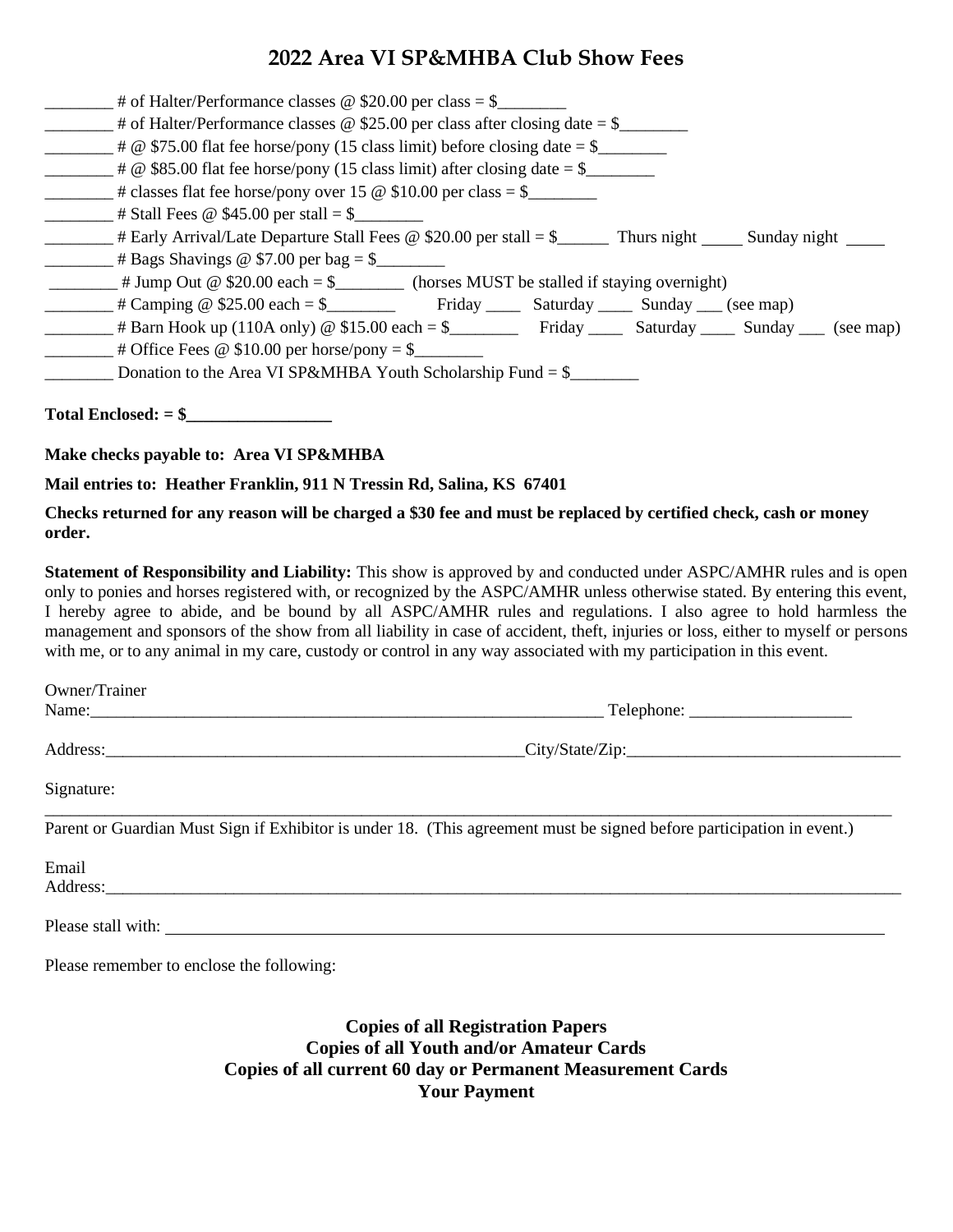# 2022 Area VI SP&MHBA Club Show Fees

________ # of Halter/Performance classes @ $20.00 per class = $________

________ # of Halter/Performance classes @ $25.00 per class after closing date = $________

________ # @ $75.00 flat fee horse/pony (15 class limit) before closing date = $________

________ # @ $85.00 flat fee horse/pony (15 class limit) after closing date = $________

________ # classes flat fee horse/pony over 15 @ $10.00 per class = $________

________ # Stall Fees @ $45.00 per stall = $________

________ # Early Arrival/Late Departure Stall Fees @ $20.00 per stall = $______ Thurs night _____ Sunday night _____

________ # Bags Shavings @ $7.00 per bag = $________

________ # Jump Out @ $20.00 each = $________ (horses MUST be stalled if staying overnight)

________ # Camping @ $25.00 each = $________ Friday ____ Saturday ____ Sunday ___ (see map)

________ # Barn Hook up (110A only) @ $15.00 each = $________ Friday ____ Saturday ____ Sunday ___ (see map)

________ # Office Fees @ $10.00 per horse/pony = $________

________ Donation to the Area VI SP&MHBA Youth Scholarship Fund = $________

**Total Enclosed: = $_________________**

**Make checks payable to: Area VI SP&MHBA**

**Mail entries to: Heather Franklin, 911 N Tressin Rd, Salina, KS 67401**

**Checks returned for any reason will be charged a $30 fee and must be replaced by certified check, cash or money order.**

**Statement of Responsibility and Liability:** This show is approved by and conducted under ASPC/AMHR rules and is open only to ponies and horses registered with, or recognized by the ASPC/AMHR unless otherwise stated. By entering this event, I hereby agree to abide, and be bound by all ASPC/AMHR rules and regulations. I also agree to hold harmless the management and sponsors of the show from all liability in case of accident, theft, injuries or loss, either to myself or persons with me, or to any animal in my care, custody or control in any way associated with my participation in this event.

Owner/Trainer Name:_______________________________________________ Telephone: ___________________

Address:_______________________________________City/State/Zip:_______________________________

Signature:

_____________________________________________________________________________________

Parent or Guardian Must Sign if Exhibitor is under 18. (This agreement must be signed before participation in event.)

Email Address:_________________________________________________________________________

Please stall with: _______________________________________________________________________

Please remember to enclose the following:

**Copies of all Registration Papers**
**Copies of all Youth and/or Amateur Cards**
**Copies of all current 60 day or Permanent Measurement Cards**
**Your Payment**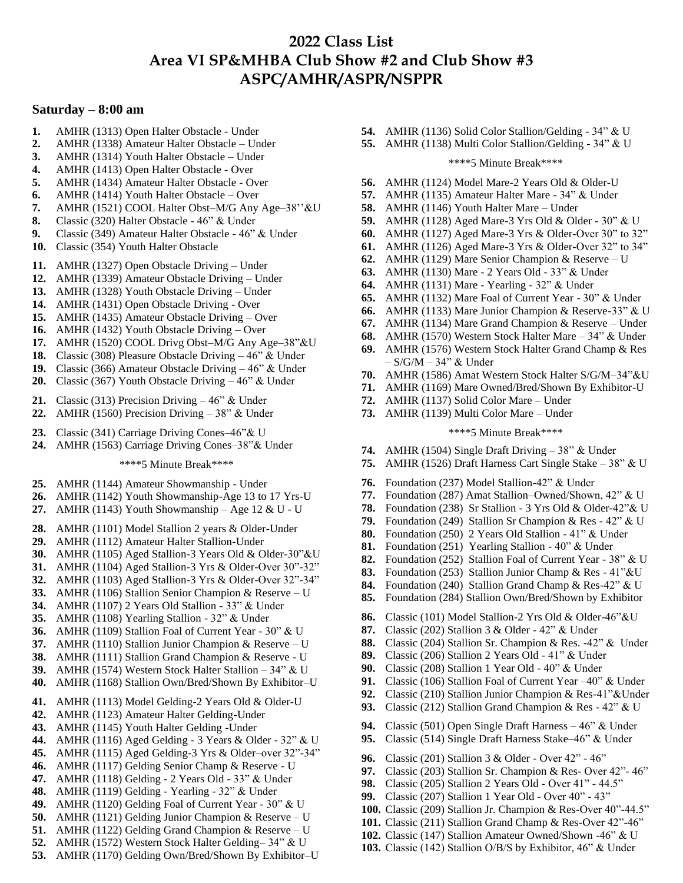# 2022 Class List
# Area VI SP&MHBA Club Show #2 and Club Show #3
# ASPC/AMHR/ASPR/NSPPR

## Saturday – 8:00 am

1. AMHR (1313) Open Halter Obstacle - Under
2. AMHR (1338) Amateur Halter Obstacle – Under
3. AMHR (1314) Youth Halter Obstacle – Under
4. AMHR (1413) Open Halter Obstacle - Over
5. AMHR (1434) Amateur Halter Obstacle - Over
6. AMHR (1414) Youth Halter Obstacle – Over
7. AMHR (1521) COOL Halter Obst–M/G Any Age–38''&U
8. Classic (320) Halter Obstacle - 46" & Under
9. Classic (349) Amateur Halter Obstacle - 46" & Under
10. Classic (354) Youth Halter Obstacle

11. AMHR (1327) Open Obstacle Driving – Under
12. AMHR (1339) Amateur Obstacle Driving – Under
13. AMHR (1328) Youth Obstacle Driving – Under
14. AMHR (1431) Open Obstacle Driving - Over
15. AMHR (1435) Amateur Obstacle Driving – Over
16. AMHR (1432) Youth Obstacle Driving – Over
17. AMHR (1520) COOL Drivg Obst–M/G Any Age–38"&U
18. Classic (308) Pleasure Obstacle Driving – 46" & Under
19. Classic (366) Amateur Obstacle Driving – 46" & Under
20. Classic (367) Youth Obstacle Driving – 46" & Under

21. Classic (313) Precision Driving – 46" & Under
22. AMHR (1560) Precision Driving – 38" & Under

23. Classic (341) Carriage Driving Cones–46"& U
24. AMHR (1563) Carriage Driving Cones–38"& Under

****5 Minute Break****

25. AMHR (1144) Amateur Showmanship - Under
26. AMHR (1142) Youth Showmanship-Age 13 to 17 Yrs-U
27. AMHR (1143) Youth Showmanship – Age 12 & U - U

28. AMHR (1101) Model Stallion 2 years & Older-Under
29. AMHR (1112) Amateur Halter Stallion-Under
30. AMHR (1105) Aged Stallion-3 Years Old & Older-30"&U
31. AMHR (1104) Aged Stallion-3 Yrs & Older-Over 30"-32"
32. AMHR (1103) Aged Stallion-3 Yrs & Older-Over 32"-34"
33. AMHR (1106) Stallion Senior Champion & Reserve – U
34. AMHR (1107) 2 Years Old Stallion - 33" & Under
35. AMHR (1108) Yearling Stallion - 32" & Under
36. AMHR (1109) Stallion Foal of Current Year - 30" & U
37. AMHR (1110) Stallion Junior Champion & Reserve – U
38. AMHR (1111) Stallion Grand Champion & Reserve - U
39. AMHR (1574) Western Stock Halter Stallion – 34" & U
40. AMHR (1168) Stallion Own/Bred/Shown By Exhibitor–U

41. AMHR (1113) Model Gelding-2 Years Old & Older-U
42. AMHR (1123) Amateur Halter Gelding-Under
43. AMHR (1145) Youth Halter Gelding -Under
44. AMHR (1116) Aged Gelding - 3 Years & Older - 32" & U
45. AMHR (1115) Aged Gelding-3 Yrs & Older–over 32"-34"
46. AMHR (1117) Gelding Senior Champ & Reserve - U
47. AMHR (1118) Gelding - 2 Years Old - 33" & Under
48. AMHR (1119) Gelding - Yearling - 32" & Under
49. AMHR (1120) Gelding Foal of Current Year - 30" & U
50. AMHR (1121) Gelding Junior Champion & Reserve – U
51. AMHR (1122) Gelding Grand Champion & Reserve – U
52. AMHR (1572) Western Stock Halter Gelding– 34" & U
53. AMHR (1170) Gelding Own/Bred/Shown By Exhibitor–U
54. AMHR (1136) Solid Color Stallion/Gelding - 34" & U
55. AMHR (1138) Multi Color Stallion/Gelding - 34" & U

****5 Minute Break****

56. AMHR (1124) Model Mare-2 Years Old & Older-U
57. AMHR (1135) Amateur Halter Mare - 34" & Under
58. AMHR (1146) Youth Halter Mare – Under
59. AMHR (1128) Aged Mare-3 Yrs Old & Older - 30" & U
60. AMHR (1127) Aged Mare-3 Yrs & Older-Over 30" to 32"
61. AMHR (1126) Aged Mare-3 Yrs & Older-Over 32" to 34"
62. AMHR (1129) Mare Senior Champion & Reserve – U
63. AMHR (1130) Mare - 2 Years Old - 33" & Under
64. AMHR (1131) Mare - Yearling - 32" & Under
65. AMHR (1132) Mare Foal of Current Year - 30" & Under
66. AMHR (1133) Mare Junior Champion & Reserve-33" & U
67. AMHR (1134) Mare Grand Champion & Reserve – Under
68. AMHR (1570) Western Stock Halter Mare – 34" & Under
69. AMHR (1576) Western Stock Halter Grand Champ & Res – S/G/M – 34" & Under
70. AMHR (1586) Amat Western Stock Halter S/G/M–34"&U
71. AMHR (1169) Mare Owned/Bred/Shown By Exhibitor-U
72. AMHR (1137) Solid Color Mare – Under
73. AMHR (1139) Multi Color Mare – Under

****5 Minute Break****

74. AMHR (1504) Single Draft Driving – 38" & Under
75. AMHR (1526) Draft Harness Cart Single Stake – 38" & U

76. Foundation (237) Model Stallion-42" & Under
77. Foundation (287) Amat Stallion–Owned/Shown, 42" & U
78. Foundation (238) Sr Stallion - 3 Yrs Old & Older-42"& U
79. Foundation (249) Stallion Sr Champion & Res - 42" & U
80. Foundation (250) 2 Years Old Stallion - 41" & Under
81. Foundation (251) Yearling Stallion - 40" & Under
82. Foundation (252) Stallion Foal of Current Year - 38" & U
83. Foundation (253) Stallion Junior Champ & Res - 41"&U
84. Foundation (240) Stallion Grand Champ & Res-42" & U
85. Foundation (284) Stallion Own/Bred/Shown by Exhibitor

86. Classic (101) Model Stallion-2 Yrs Old & Older-46"&U
87. Classic (202) Stallion 3 & Older - 42" & Under
88. Classic (204) Stallion Sr. Champion & Res. -42" & Under
89. Classic (206) Stallion 2 Years Old - 41" & Under
90. Classic (208) Stallion 1 Year Old - 40" & Under
91. Classic (106) Stallion Foal of Current Year –40" & Under
92. Classic (210) Stallion Junior Champion & Res-41"&Under
93. Classic (212) Stallion Grand Champion & Res - 42" & U

94. Classic (501) Open Single Draft Harness – 46" & Under
95. Classic (514) Single Draft Harness Stake–46" & Under

96. Classic (201) Stallion 3 & Older - Over 42" - 46"
97. Classic (203) Stallion Sr. Champion & Res- Over 42"- 46"
98. Classic (205) Stallion 2 Years Old - Over 41" - 44.5"
99. Classic (207) Stallion 1 Year Old - Over 40" - 43"
100. Classic (209) Stallion Jr. Champion & Res-Over 40"-44.5"
101. Classic (211) Stallion Grand Champ & Res-Over 42"-46"
102. Classic (147) Stallion Amateur Owned/Shown -46" & U
103. Classic (142) Stallion O/B/S by Exhibitor, 46" & Under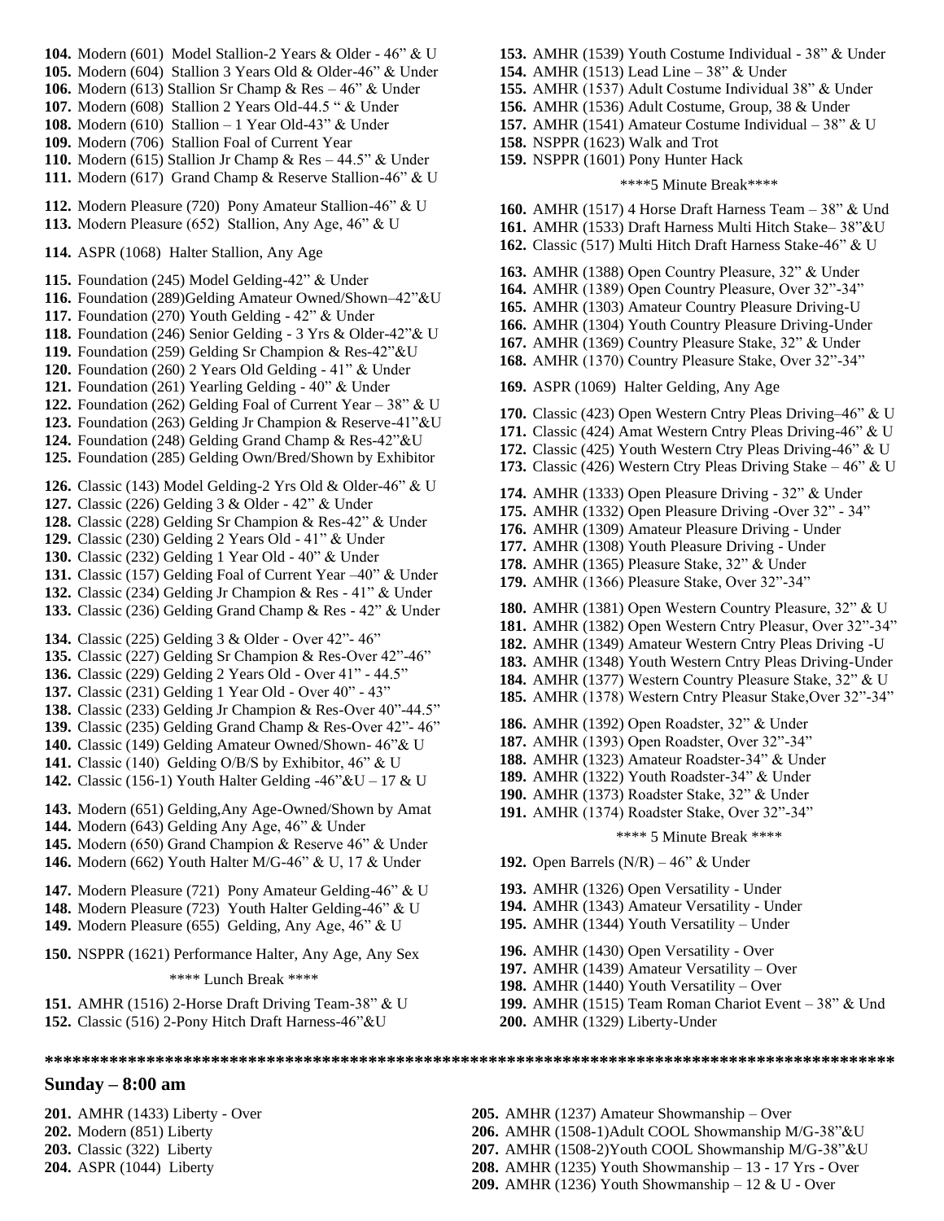**104.** Modern (601) Model Stallion-2 Years & Older - 46" & U
**105.** Modern (604) Stallion 3 Years Old & Older-46" & Under
**106.** Modern (613) Stallion Sr Champ & Res – 46" & Under
**107.** Modern (608) Stallion 2 Years Old-44.5 " & Under
**108.** Modern (610) Stallion – 1 Year Old-43" & Under
**109.** Modern (706) Stallion Foal of Current Year
**110.** Modern (615) Stallion Jr Champ & Res – 44.5" & Under
**111.** Modern (617) Grand Champ & Reserve Stallion-46" & U

**112.** Modern Pleasure (720) Pony Amateur Stallion-46" & U
**113.** Modern Pleasure (652) Stallion, Any Age, 46" & U

**114.** ASPR (1068) Halter Stallion, Any Age

**115.** Foundation (245) Model Gelding-42" & Under
**116.** Foundation (289)Gelding Amateur Owned/Shown–42"&U
**117.** Foundation (270) Youth Gelding - 42" & Under
**118.** Foundation (246) Senior Gelding - 3 Yrs & Older-42"& U
**119.** Foundation (259) Gelding Sr Champion & Res-42"&U
**120.** Foundation (260) 2 Years Old Gelding - 41" & Under
**121.** Foundation (261) Yearling Gelding - 40" & Under
**122.** Foundation (262) Gelding Foal of Current Year – 38" & U
**123.** Foundation (263) Gelding Jr Champion & Reserve-41"&U
**124.** Foundation (248) Gelding Grand Champ & Res-42"&U
**125.** Foundation (285) Gelding Own/Bred/Shown by Exhibitor

**126.** Classic (143) Model Gelding-2 Yrs Old & Older-46" & U
**127.** Classic (226) Gelding 3 & Older - 42" & Under
**128.** Classic (228) Gelding Sr Champion & Res-42" & Under
**129.** Classic (230) Gelding 2 Years Old - 41" & Under
**130.** Classic (232) Gelding 1 Year Old - 40" & Under
**131.** Classic (157) Gelding Foal of Current Year –40" & Under
**132.** Classic (234) Gelding Jr Champion & Res - 41" & Under
**133.** Classic (236) Gelding Grand Champ & Res - 42" & Under

**134.** Classic (225) Gelding 3 & Older - Over 42"- 46"
**135.** Classic (227) Gelding Sr Champion & Res-Over 42"-46"
**136.** Classic (229) Gelding 2 Years Old - Over 41" - 44.5"
**137.** Classic (231) Gelding 1 Year Old - Over 40" - 43"
**138.** Classic (233) Gelding Jr Champion & Res-Over 40"-44.5"
**139.** Classic (235) Gelding Grand Champ & Res-Over 42"- 46"
**140.** Classic (149) Gelding Amateur Owned/Shown- 46"& U
**141.** Classic (140) Gelding O/B/S by Exhibitor, 46" & U
**142.** Classic (156-1) Youth Halter Gelding -46"&U – 17 & U

**143.** Modern (651) Gelding,Any Age-Owned/Shown by Amat
**144.** Modern (643) Gelding Any Age, 46" & Under
**145.** Modern (650) Grand Champion & Reserve 46" & Under
**146.** Modern (662) Youth Halter M/G-46" & U, 17 & Under

**147.** Modern Pleasure (721) Pony Amateur Gelding-46" & U
**148.** Modern Pleasure (723) Youth Halter Gelding-46" & U
**149.** Modern Pleasure (655) Gelding, Any Age, 46" & U

**150.** NSPPR (1621) Performance Halter, Any Age, Any Sex

**** Lunch Break ****

**151.** AMHR (1516) 2-Horse Draft Driving Team-38" & U
**152.** Classic (516) 2-Pony Hitch Draft Harness-46"&U
**153.** AMHR (1539) Youth Costume Individual - 38" & Under
**154.** AMHR (1513) Lead Line – 38" & Under
**155.** AMHR (1537) Adult Costume Individual 38" & Under
**156.** AMHR (1536) Adult Costume, Group, 38 & Under
**157.** AMHR (1541) Amateur Costume Individual – 38" & U
**158.** NSPPR (1623) Walk and Trot
**159.** NSPPR (1601) Pony Hunter Hack

****5 Minute Break****

**160.** AMHR (1517) 4 Horse Draft Harness Team – 38" & Und
**161.** AMHR (1533) Draft Harness Multi Hitch Stake– 38"&U
**162.** Classic (517) Multi Hitch Draft Harness Stake-46" & U

**163.** AMHR (1388) Open Country Pleasure, 32" & Under
**164.** AMHR (1389) Open Country Pleasure, Over 32"-34"
**165.** AMHR (1303) Amateur Country Pleasure Driving-U
**166.** AMHR (1304) Youth Country Pleasure Driving-Under
**167.** AMHR (1369) Country Pleasure Stake, 32" & Under
**168.** AMHR (1370) Country Pleasure Stake, Over 32"-34"

**169.** ASPR (1069) Halter Gelding, Any Age

**170.** Classic (423) Open Western Cntry Pleas Driving–46" & U
**171.** Classic (424) Amat Western Cntry Pleas Driving-46" & U
**172.** Classic (425) Youth Western Ctry Pleas Driving-46" & U
**173.** Classic (426) Western Ctry Pleas Driving Stake – 46" & U

**174.** AMHR (1333) Open Pleasure Driving - 32" & Under
**175.** AMHR (1332) Open Pleasure Driving -Over 32" - 34"
**176.** AMHR (1309) Amateur Pleasure Driving - Under
**177.** AMHR (1308) Youth Pleasure Driving - Under
**178.** AMHR (1365) Pleasure Stake, 32" & Under
**179.** AMHR (1366) Pleasure Stake, Over 32"-34"

**180.** AMHR (1381) Open Western Country Pleasure, 32" & U
**181.** AMHR (1382) Open Western Cntry Pleasur, Over 32"-34"
**182.** AMHR (1349) Amateur Western Cntry Pleas Driving -U
**183.** AMHR (1348) Youth Western Cntry Pleas Driving-Under
**184.** AMHR (1377) Western Country Pleasure Stake, 32" & U
**185.** AMHR (1378) Western Cntry Pleasur Stake,Over 32"-34"

**186.** AMHR (1392) Open Roadster, 32" & Under
**187.** AMHR (1393) Open Roadster, Over 32"-34"
**188.** AMHR (1323) Amateur Roadster-34" & Under
**189.** AMHR (1322) Youth Roadster-34" & Under
**190.** AMHR (1373) Roadster Stake, 32" & Under
**191.** AMHR (1374) Roadster Stake, Over 32"-34"

**** 5 Minute Break ****

**192.** Open Barrels (N/R) – 46" & Under

**193.** AMHR (1326) Open Versatility - Under
**194.** AMHR (1343) Amateur Versatility - Under
**195.** AMHR (1344) Youth Versatility – Under

**196.** AMHR (1430) Open Versatility - Over
**197.** AMHR (1439) Amateur Versatility – Over
**198.** AMHR (1440) Youth Versatility – Over
**199.** AMHR (1515) Team Roman Chariot Event – 38" & Und
**200.** AMHR (1329) Liberty-Under

*****************************************************************************************

## Sunday – 8:00 am

**201.** AMHR (1433) Liberty - Over
**202.** Modern (851) Liberty
**203.** Classic (322) Liberty
**204.** ASPR (1044) Liberty
**205.** AMHR (1237) Amateur Showmanship – Over
**206.** AMHR (1508-1)Adult COOL Showmanship M/G-38"&U
**207.** AMHR (1508-2)Youth COOL Showmanship M/G-38"&U
**208.** AMHR (1235) Youth Showmanship – 13 - 17 Yrs - Over
**209.** AMHR (1236) Youth Showmanship – 12 & U - Over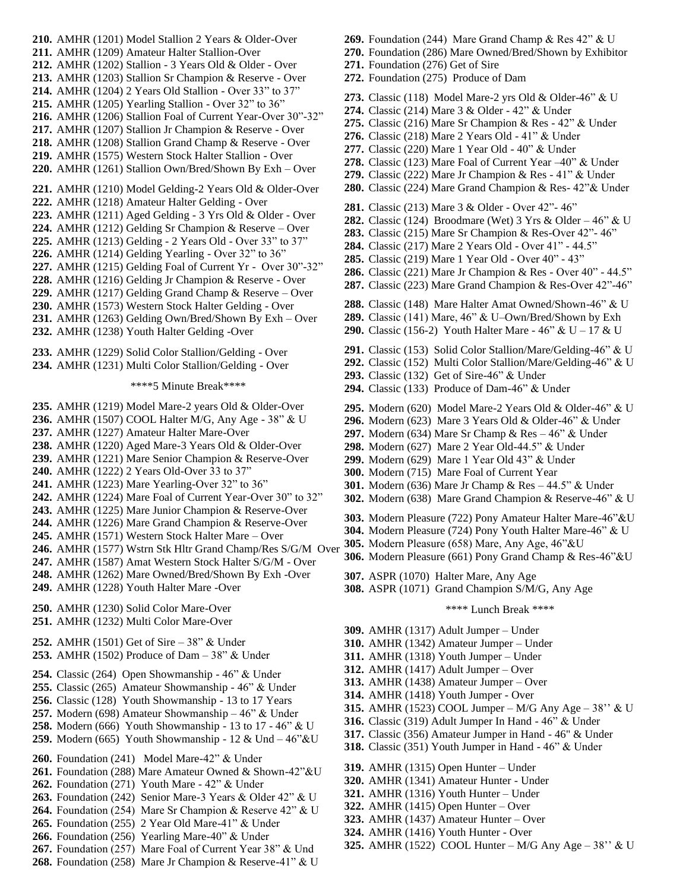**210.** AMHR (1201) Model Stallion 2 Years & Older-Over
**211.** AMHR (1209) Amateur Halter Stallion-Over
**212.** AMHR (1202) Stallion - 3 Years Old & Older - Over
**213.** AMHR (1203) Stallion Sr Champion & Reserve - Over
**214.** AMHR (1204) 2 Years Old Stallion - Over 33" to 37"
**215.** AMHR (1205) Yearling Stallion - Over 32" to 36"
**216.** AMHR (1206) Stallion Foal of Current Year-Over 30"-32"
**217.** AMHR (1207) Stallion Jr Champion & Reserve - Over
**218.** AMHR (1208) Stallion Grand Champ & Reserve - Over
**219.** AMHR (1575) Western Stock Halter Stallion - Over
**220.** AMHR (1261) Stallion Own/Bred/Shown By Exh – Over

**221.** AMHR (1210) Model Gelding-2 Years Old & Older-Over
**222.** AMHR (1218) Amateur Halter Gelding - Over
**223.** AMHR (1211) Aged Gelding - 3 Yrs Old & Older - Over
**224.** AMHR (1212) Gelding Sr Champion & Reserve – Over
**225.** AMHR (1213) Gelding - 2 Years Old - Over 33" to 37"
**226.** AMHR (1214) Gelding Yearling - Over 32" to 36"
**227.** AMHR (1215) Gelding Foal of Current Yr - Over 30"-32"
**228.** AMHR (1216) Gelding Jr Champion & Reserve - Over
**229.** AMHR (1217) Gelding Grand Champ & Reserve – Over
**230.** AMHR (1573) Western Stock Halter Gelding - Over
**231.** AMHR (1263) Gelding Own/Bred/Shown By Exh – Over
**232.** AMHR (1238) Youth Halter Gelding -Over

**233.** AMHR (1229) Solid Color Stallion/Gelding - Over
**234.** AMHR (1231) Multi Color Stallion/Gelding - Over

\*\*\*\*5 Minute Break\*\*\*\*

**235.** AMHR (1219) Model Mare-2 years Old & Older-Over
**236.** AMHR (1507) COOL Halter M/G, Any Age - 38" & U
**237.** AMHR (1227) Amateur Halter Mare-Over
**238.** AMHR (1220) Aged Mare-3 Years Old & Older-Over
**239.** AMHR (1221) Mare Senior Champion & Reserve-Over
**240.** AMHR (1222) 2 Years Old-Over 33 to 37"
**241.** AMHR (1223) Mare Yearling-Over 32" to 36"
**242.** AMHR (1224) Mare Foal of Current Year-Over 30" to 32"
**243.** AMHR (1225) Mare Junior Champion & Reserve-Over
**244.** AMHR (1226) Mare Grand Champion & Reserve-Over
**245.** AMHR (1571) Western Stock Halter Mare – Over
**246.** AMHR (1577) Wstrn Stk Hltr Grand Champ/Res S/G/M Over
**247.** AMHR (1587) Amat Western Stock Halter S/G/M - Over
**248.** AMHR (1262) Mare Owned/Bred/Shown By Exh -Over
**249.** AMHR (1228) Youth Halter Mare -Over

**250.** AMHR (1230) Solid Color Mare-Over
**251.** AMHR (1232) Multi Color Mare-Over

**252.** AMHR (1501) Get of Sire – 38" & Under
**253.** AMHR (1502) Produce of Dam – 38" & Under

**254.** Classic (264) Open Showmanship - 46" & Under
**255.** Classic (265) Amateur Showmanship - 46" & Under
**256.** Classic (128) Youth Showmanship - 13 to 17 Years
**257.** Modern (698) Amateur Showmanship – 46" & Under
**258.** Modern (666) Youth Showmanship - 13 to 17 - 46" & U
**259.** Modern (665) Youth Showmanship - 12 & Und – 46"&U

**260.** Foundation (241) Model Mare-42" & Under
**261.** Foundation (288) Mare Amateur Owned & Shown-42"&U
**262.** Foundation (271) Youth Mare - 42" & Under
**263.** Foundation (242) Senior Mare-3 Years & Older 42" & U
**264.** Foundation (254) Mare Sr Champion & Reserve 42" & U
**265.** Foundation (255) 2 Year Old Mare-41" & Under
**266.** Foundation (256) Yearling Mare-40" & Under
**267.** Foundation (257) Mare Foal of Current Year 38" & Und
**268.** Foundation (258) Mare Jr Champion & Reserve-41" & U
**269.** Foundation (244) Mare Grand Champ & Res 42" & U
**270.** Foundation (286) Mare Owned/Bred/Shown by Exhibitor
**271.** Foundation (276) Get of Sire
**272.** Foundation (275) Produce of Dam

**273.** Classic (118) Model Mare-2 yrs Old & Older-46" & U
**274.** Classic (214) Mare 3 & Older - 42" & Under
**275.** Classic (216) Mare Sr Champion & Res - 42" & Under
**276.** Classic (218) Mare 2 Years Old - 41" & Under
**277.** Classic (220) Mare 1 Year Old - 40" & Under
**278.** Classic (123) Mare Foal of Current Year –40" & Under
**279.** Classic (222) Mare Jr Champion & Res - 41" & Under
**280.** Classic (224) Mare Grand Champion & Res- 42"& Under

**281.** Classic (213) Mare 3 & Older - Over 42"- 46"
**282.** Classic (124) Broodmare (Wet) 3 Yrs & Older – 46" & U
**283.** Classic (215) Mare Sr Champion & Res-Over 42"- 46"
**284.** Classic (217) Mare 2 Years Old - Over 41" - 44.5"
**285.** Classic (219) Mare 1 Year Old - Over 40" - 43"
**286.** Classic (221) Mare Jr Champion & Res - Over 40" - 44.5"
**287.** Classic (223) Mare Grand Champion & Res-Over 42"-46"

**288.** Classic (148) Mare Halter Amat Owned/Shown-46" & U
**289.** Classic (141) Mare, 46" & U–Own/Bred/Shown by Exh
**290.** Classic (156-2) Youth Halter Mare - 46" & U – 17 & U

**291.** Classic (153) Solid Color Stallion/Mare/Gelding-46" & U
**292.** Classic (152) Multi Color Stallion/Mare/Gelding-46" & U
**293.** Classic (132) Get of Sire-46" & Under
**294.** Classic (133) Produce of Dam-46" & Under

**295.** Modern (620) Model Mare-2 Years Old & Older-46" & U
**296.** Modern (623) Mare 3 Years Old & Older-46" & Under
**297.** Modern (634) Mare Sr Champ & Res – 46" & Under
**298.** Modern (627) Mare 2 Year Old-44.5" & Under
**299.** Modern (629) Mare 1 Year Old 43" & Under
**300.** Modern (715) Mare Foal of Current Year
**301.** Modern (636) Mare Jr Champ & Res – 44.5" & Under
**302.** Modern (638) Mare Grand Champion & Reserve-46" & U

**303.** Modern Pleasure (722) Pony Amateur Halter Mare-46"&U
**304.** Modern Pleasure (724) Pony Youth Halter Mare-46" & U
**305.** Modern Pleasure (658) Mare, Any Age, 46"&U
**306.** Modern Pleasure (661) Pony Grand Champ & Res-46"&U

**307.** ASPR (1070) Halter Mare, Any Age
**308.** ASPR (1071) Grand Champion S/M/G, Any Age

\*\*\*\* Lunch Break \*\*\*\*

**309.** AMHR (1317) Adult Jumper – Under
**310.** AMHR (1342) Amateur Jumper – Under
**311.** AMHR (1318) Youth Jumper – Under
**312.** AMHR (1417) Adult Jumper – Over
**313.** AMHR (1438) Amateur Jumper – Over
**314.** AMHR (1418) Youth Jumper - Over
**315.** AMHR (1523) COOL Jumper – M/G Any Age – 38'' & U
**316.** Classic (319) Adult Jumper In Hand - 46" & Under
**317.** Classic (356) Amateur Jumper in Hand - 46" & Under
**318.** Classic (351) Youth Jumper in Hand - 46" & Under

**319.** AMHR (1315) Open Hunter – Under
**320.** AMHR (1341) Amateur Hunter - Under
**321.** AMHR (1316) Youth Hunter – Under
**322.** AMHR (1415) Open Hunter – Over
**323.** AMHR (1437) Amateur Hunter – Over
**324.** AMHR (1416) Youth Hunter - Over
**325.** AMHR (1522) COOL Hunter – M/G Any Age – 38'' & U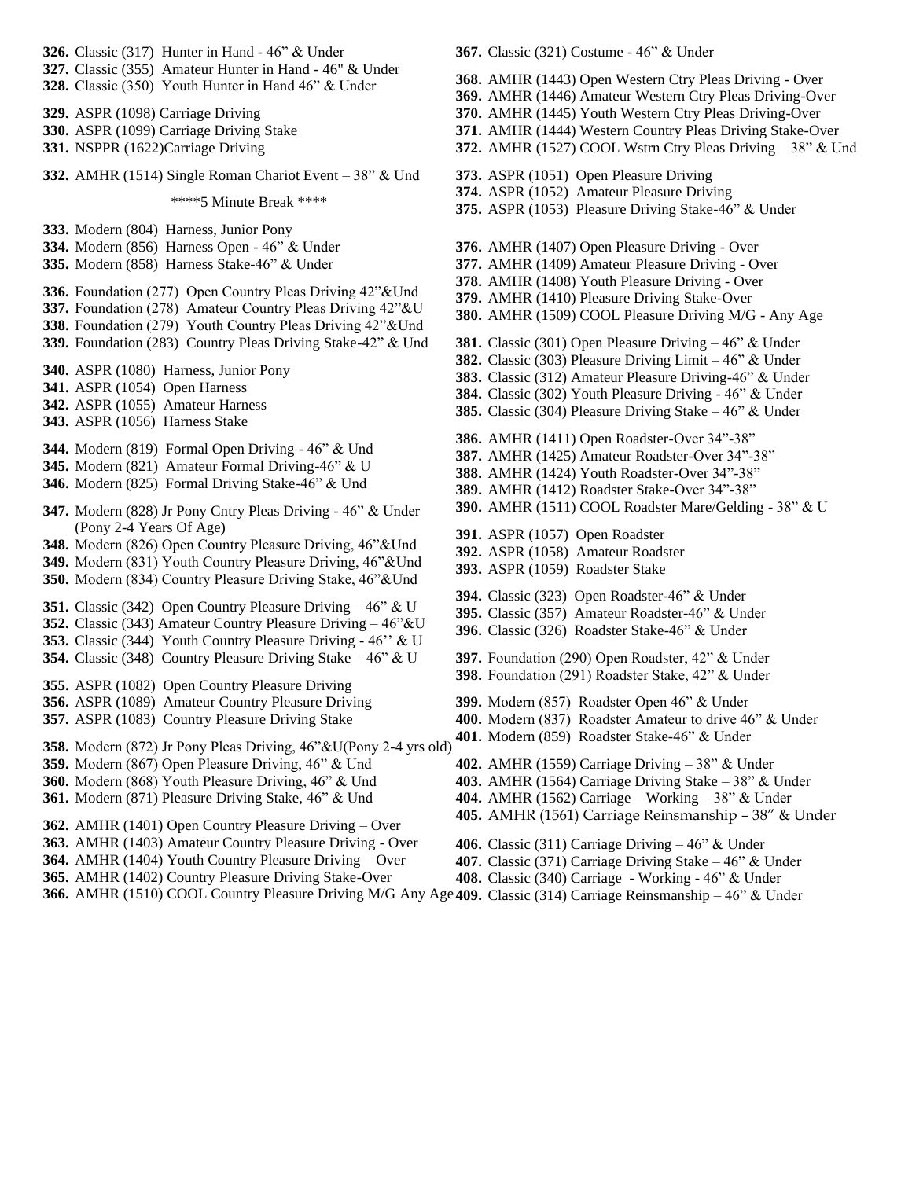**326.** Classic (317) Hunter in Hand - 46" & Under
**327.** Classic (355) Amateur Hunter in Hand - 46" & Under
**328.** Classic (350) Youth Hunter in Hand 46" & Under

**329.** ASPR (1098) Carriage Driving
**330.** ASPR (1099) Carriage Driving Stake
**331.** NSPPR (1622)Carriage Driving

**332.** AMHR (1514) Single Roman Chariot Event – 38" & Und

****5 Minute Break ****

**333.** Modern (804) Harness, Junior Pony
**334.** Modern (856) Harness Open - 46" & Under
**335.** Modern (858) Harness Stake-46" & Under

**336.** Foundation (277) Open Country Pleas Driving 42"&Und
**337.** Foundation (278) Amateur Country Pleas Driving 42"&U
**338.** Foundation (279) Youth Country Pleas Driving 42"&Und
**339.** Foundation (283) Country Pleas Driving Stake-42" & Und

**340.** ASPR (1080) Harness, Junior Pony
**341.** ASPR (1054) Open Harness
**342.** ASPR (1055) Amateur Harness
**343.** ASPR (1056) Harness Stake

**344.** Modern (819) Formal Open Driving - 46" & Und
**345.** Modern (821) Amateur Formal Driving-46" & U
**346.** Modern (825) Formal Driving Stake-46" & Und

**347.** Modern (828) Jr Pony Cntry Pleas Driving - 46" & Under (Pony 2-4 Years Of Age)
**348.** Modern (826) Open Country Pleasure Driving, 46"&Und
**349.** Modern (831) Youth Country Pleasure Driving, 46"&Und
**350.** Modern (834) Country Pleasure Driving Stake, 46"&Und

**351.** Classic (342) Open Country Pleasure Driving – 46" & U
**352.** Classic (343) Amateur Country Pleasure Driving – 46"&U
**353.** Classic (344) Youth Country Pleasure Driving - 46'' & U
**354.** Classic (348) Country Pleasure Driving Stake – 46" & U

**355.** ASPR (1082) Open Country Pleasure Driving
**356.** ASPR (1089) Amateur Country Pleasure Driving
**357.** ASPR (1083) Country Pleasure Driving Stake

**358.** Modern (872) Jr Pony Pleas Driving, 46"&U(Pony 2-4 yrs old)
**359.** Modern (867) Open Pleasure Driving, 46" & Und
**360.** Modern (868) Youth Pleasure Driving, 46" & Und
**361.** Modern (871) Pleasure Driving Stake, 46" & Und

**362.** AMHR (1401) Open Country Pleasure Driving – Over
**363.** AMHR (1403) Amateur Country Pleasure Driving - Over
**364.** AMHR (1404) Youth Country Pleasure Driving – Over
**365.** AMHR (1402) Country Pleasure Driving Stake-Over
**366.** AMHR (1510) COOL Country Pleasure Driving M/G Any Age

**367.** Classic (321) Costume - 46" & Under

**368.** AMHR (1443) Open Western Ctry Pleas Driving - Over
**369.** AMHR (1446) Amateur Western Ctry Pleas Driving-Over
**370.** AMHR (1445) Youth Western Ctry Pleas Driving-Over
**371.** AMHR (1444) Western Country Pleas Driving Stake-Over
**372.** AMHR (1527) COOL Wstrn Ctry Pleas Driving – 38" & Und

**373.** ASPR (1051) Open Pleasure Driving
**374.** ASPR (1052) Amateur Pleasure Driving
**375.** ASPR (1053) Pleasure Driving Stake-46" & Under

**376.** AMHR (1407) Open Pleasure Driving - Over
**377.** AMHR (1409) Amateur Pleasure Driving - Over
**378.** AMHR (1408) Youth Pleasure Driving - Over
**379.** AMHR (1410) Pleasure Driving Stake-Over
**380.** AMHR (1509) COOL Pleasure Driving M/G - Any Age

**381.** Classic (301) Open Pleasure Driving – 46" & Under
**382.** Classic (303) Pleasure Driving Limit – 46" & Under
**383.** Classic (312) Amateur Pleasure Driving-46" & Under
**384.** Classic (302) Youth Pleasure Driving - 46" & Under
**385.** Classic (304) Pleasure Driving Stake – 46" & Under

**386.** AMHR (1411) Open Roadster-Over 34"-38"
**387.** AMHR (1425) Amateur Roadster-Over 34"-38"
**388.** AMHR (1424) Youth Roadster-Over 34"-38"
**389.** AMHR (1412) Roadster Stake-Over 34"-38"
**390.** AMHR (1511) COOL Roadster Mare/Gelding - 38" & U

**391.** ASPR (1057) Open Roadster
**392.** ASPR (1058) Amateur Roadster
**393.** ASPR (1059) Roadster Stake

**394.** Classic (323) Open Roadster-46" & Under
**395.** Classic (357) Amateur Roadster-46" & Under
**396.** Classic (326) Roadster Stake-46" & Under

**397.** Foundation (290) Open Roadster, 42" & Under
**398.** Foundation (291) Roadster Stake, 42" & Under

**399.** Modern (857) Roadster Open 46" & Under
**400.** Modern (837) Roadster Amateur to drive 46" & Under
**401.** Modern (859) Roadster Stake-46" & Under

**402.** AMHR (1559) Carriage Driving – 38" & Under
**403.** AMHR (1564) Carriage Driving Stake – 38" & Under
**404.** AMHR (1562) Carriage – Working – 38" & Under
**405.** AMHR (1561) Carriage Reinsmanship – 38" & Under

**406.** Classic (311) Carriage Driving – 46" & Under
**407.** Classic (371) Carriage Driving Stake – 46" & Under
**408.** Classic (340) Carriage - Working - 46" & Under
**409.** Classic (314) Carriage Reinsmanship – 46" & Under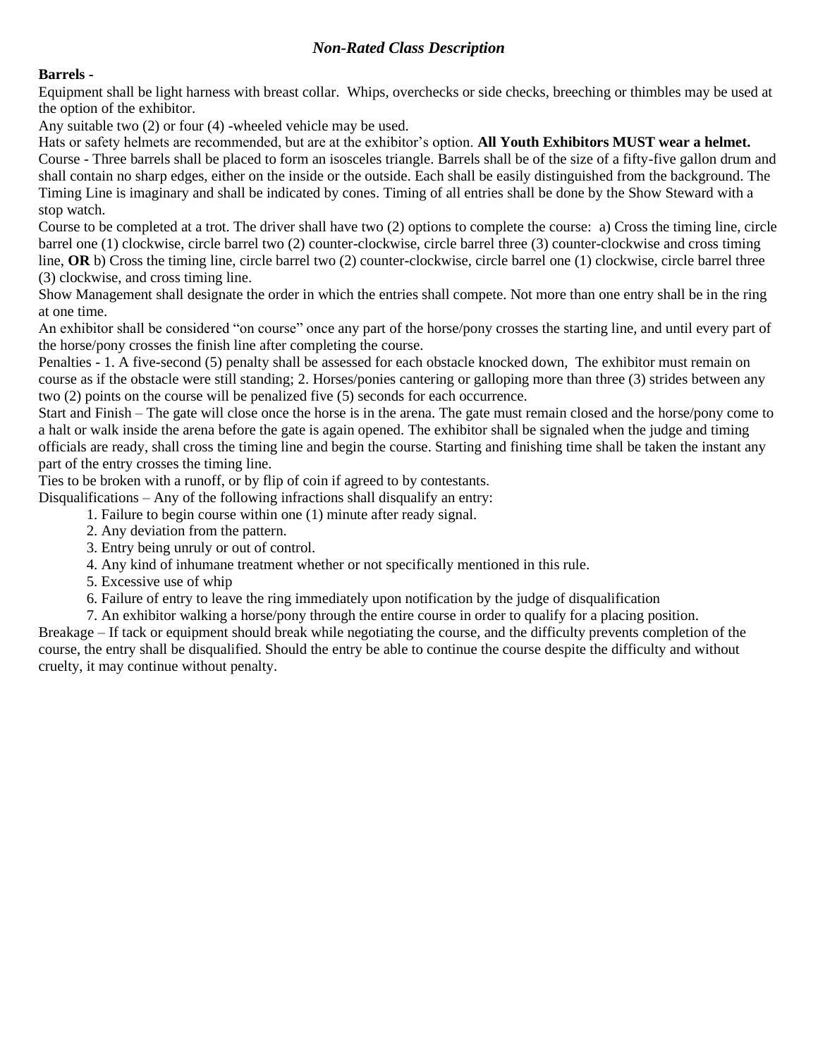## *Non-Rated Class Description*

**Barrels -**

Equipment shall be light harness with breast collar. Whips, overchecks or side checks, breeching or thimbles may be used at the option of the exhibitor.

Any suitable two (2) or four (4) -wheeled vehicle may be used.

Hats or safety helmets are recommended, but are at the exhibitor's option. **All Youth Exhibitors MUST wear a helmet.**

Course - Three barrels shall be placed to form an isosceles triangle. Barrels shall be of the size of a fifty-five gallon drum and shall contain no sharp edges, either on the inside or the outside. Each shall be easily distinguished from the background. The Timing Line is imaginary and shall be indicated by cones. Timing of all entries shall be done by the Show Steward with a stop watch.

Course to be completed at a trot. The driver shall have two (2) options to complete the course: a) Cross the timing line, circle barrel one (1) clockwise, circle barrel two (2) counter-clockwise, circle barrel three (3) counter-clockwise and cross timing line, **OR** b) Cross the timing line, circle barrel two (2) counter-clockwise, circle barrel one (1) clockwise, circle barrel three (3) clockwise, and cross timing line.

Show Management shall designate the order in which the entries shall compete. Not more than one entry shall be in the ring at one time.

An exhibitor shall be considered "on course" once any part of the horse/pony crosses the starting line, and until every part of the horse/pony crosses the finish line after completing the course.

Penalties - 1. A five-second (5) penalty shall be assessed for each obstacle knocked down, The exhibitor must remain on course as if the obstacle were still standing; 2. Horses/ponies cantering or galloping more than three (3) strides between any two (2) points on the course will be penalized five (5) seconds for each occurrence.

Start and Finish – The gate will close once the horse is in the arena. The gate must remain closed and the horse/pony come to a halt or walk inside the arena before the gate is again opened. The exhibitor shall be signaled when the judge and timing officials are ready, shall cross the timing line and begin the course. Starting and finishing time shall be taken the instant any part of the entry crosses the timing line.

Ties to be broken with a runoff, or by flip of coin if agreed to by contestants.

Disqualifications – Any of the following infractions shall disqualify an entry:

1. Failure to begin course within one (1) minute after ready signal.
2. Any deviation from the pattern.
3. Entry being unruly or out of control.
4. Any kind of inhumane treatment whether or not specifically mentioned in this rule.
5. Excessive use of whip
6. Failure of entry to leave the ring immediately upon notification by the judge of disqualification
7. An exhibitor walking a horse/pony through the entire course in order to qualify for a placing position.

Breakage – If tack or equipment should break while negotiating the course, and the difficulty prevents completion of the course, the entry shall be disqualified. Should the entry be able to continue the course despite the difficulty and without cruelty, it may continue without penalty.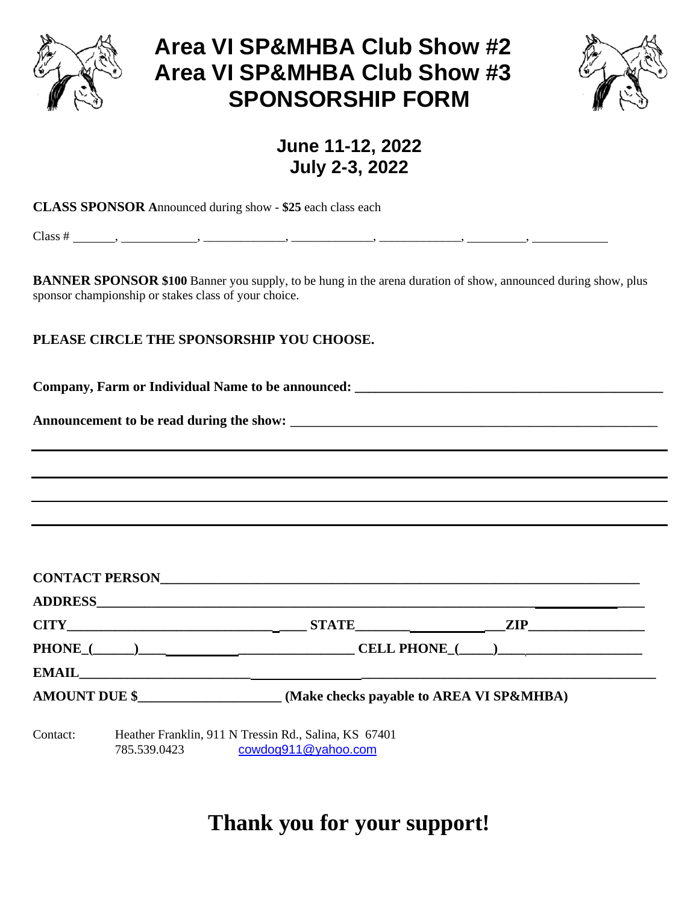# Area VI SP&MHBA Club Show #2
# Area VI SP&MHBA Club Show #3
# SPONSORSHIP FORM

## June 11-12, 2022
## July 2-3, 2022

**CLASS SPONSOR A**nnounced during show - **$25** each class each

Class # _______, ____________, _____________, _____________, _____________, _________, ____________

**BANNER SPONSOR $100** Banner you supply, to be hung in the arena duration of show, announced during show, plus sponsor championship or stakes class of your choice.

**PLEASE CIRCLE THE SPONSORSHIP YOU CHOOSE.**

**Company, Farm or Individual Name to be announced:** _______________________________________________

**Announcement to be read during the show:** ________________________________________________________

______________________________________________________________________________________________

______________________________________________________________________________________________

______________________________________________________________________________________________

______________________________________________________________________________________________

**CONTACT PERSON**_________________________________________________________________________

**ADDRESS**________________________________________________________________________________

**CITY**________________________________ **STATE**____________________ **ZIP**________________

**PHONE_(______)**_______________________________ **CELL PHONE_(_____)**__________________________

**EMAIL**__________________________________________________________________________________

**AMOUNT DUE $**_____________________ **(Make checks payable to AREA VI SP&MHBA)**

Contact: Heather Franklin, 911 N Tressin Rd., Salina, KS 67401
785.539.0423 cowdog911@yahoo.com

# Thank you for your support!